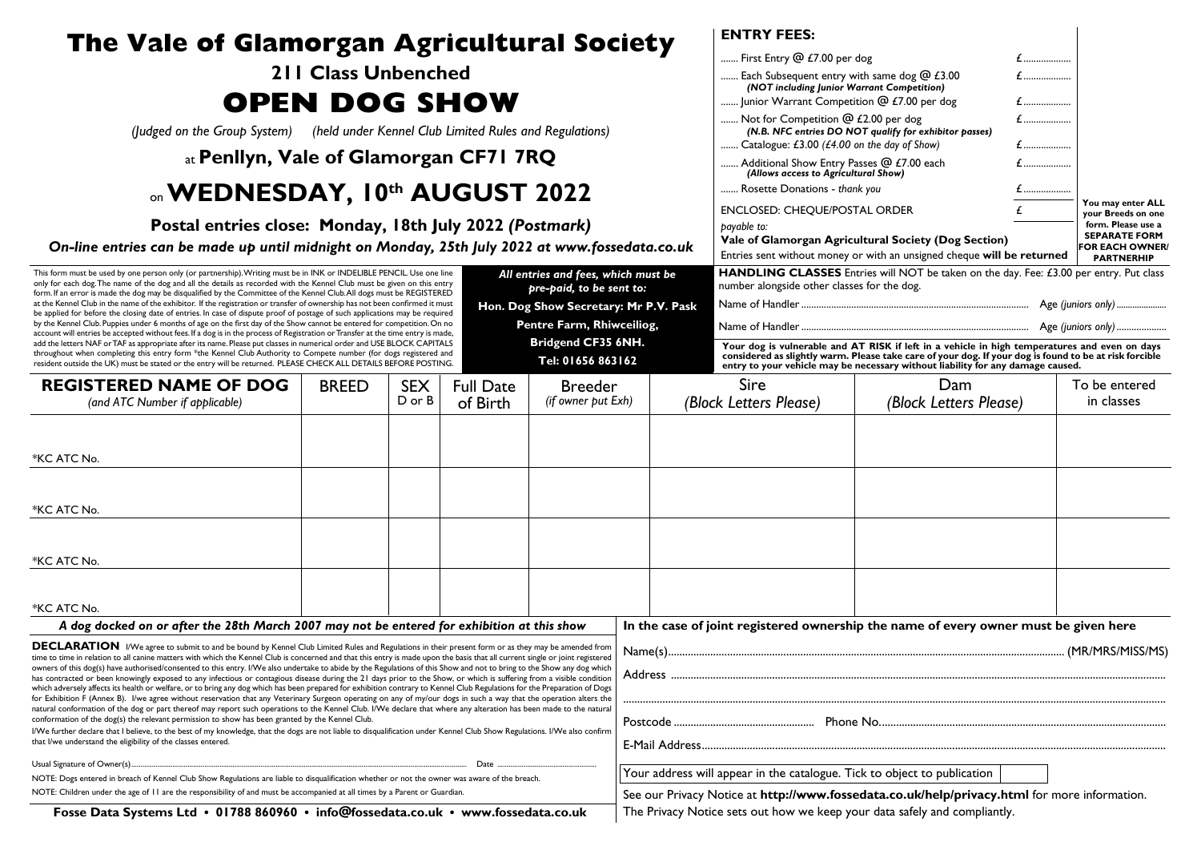# The Vale of Glamorgan Agricultural Society

## 211 Class Unbenched

# OPEN DOG SHOW

*(Judged on the Group System)* *(held under Kennel Club Limited Rules and Regulations)*

at **Penllyn, Vale of Glamorgan CF71 7RQ**

on **WEDNESDAY, 10th AUGUST 2022**

**Postal entries close: Monday, 18th July 2022 *(Postmark)***

***On-line entries can be made up until midnight on Monday, 25th July 2022 at www.fossedata.co.uk***

This form must be used by one person only (or partnership). Writing must be in INK or INDELIBLE PENCIL. Use one line only for each dog. The name of the dog and all the details as recorded with the Kennel Club must be given on this entry form. If an error is made the dog may be disqualified by the Committee of the Kennel Club. All dogs must be REGISTERED at the Kennel Club in the name of the exhibitor. If the registration or transfer of ownership has not been confirmed it must be applied for before the closing date of entries. In case of dispute proof of postage of such applications may be required by the Kennel Club. Puppies under 6 months of age on the first day of the Show cannot be entered for competition. On no account will entries be accepted without fees. If a dog is in the process of Registration or Transfer at the time entry is made, add the letters NAF or TAF as appropriate after its name. Please put classes in numerical order and USE BLOCK CAPITALS throughout when completing this entry form *the Kennel Club Authority to Compete number (for dogs registered and resident outside the UK) must be stated or the entry will be returned. PLEASE CHECK ALL DETAILS BEFORE POSTING.

***All entries and fees, which must be pre-paid, to be sent to:***

**Hon. Dog Show Secretary: Mr P.V. Pask**
**Pentre Farm, Rhiwceiliog,**
**Bridgend CF35 6NH.**
**Tel: 01656 863162**

## ENTRY FEES:

| | |
|---|---|
| ....... First Entry @ £7.00 per dog | £.................. |
| ....... Each Subsequent entry with same dog @ £3.00 ***(NOT including Junior Warrant Competition)*** | £.................. |
| ....... Junior Warrant Competition @ £7.00 per dog | £.................. |
| ....... Not for Competition @ £2.00 per dog ***(N.B. NFC entries DO NOT qualify for exhibitor passes)*** | £.................. |
| ....... Catalogue: £3.00 *(£4.00 on the day of Show)* | £.................. |
| ....... Additional Show Entry Passes @ £7.00 each ***(Allows access to Agricultural Show)*** | £.................. |
| ....... Rosette Donations - *thank you* | £.................. |
| ENCLOSED: CHEQUE/POSTAL ORDER | £ |

*payable to:*
**Vale of Glamorgan Agricultural Society (Dog Section)**
Entries sent without money or with an unsigned cheque **will be returned**

**You may enter ALL your Breeds on one form. Please use a SEPARATE FORM FOR EACH OWNER/ PARTNERHIP**

**HANDLING CLASSES** Entries will NOT be taken on the day. Fee: £3.00 per entry. Put class number alongside other classes for the dog.

Name of Handler .................................................................. Age *(juniors only)* ....................

Name of Handler .................................................................. Age *(juniors only)* ....................

**Your dog is vulnerable and AT RISK if left in a vehicle in high temperatures and even on days considered as slightly warm. Please take care of your dog. If your dog is found to be at risk forcible entry to your vehicle may be necessary without liability for any damage caused.**

| REGISTERED NAME OF DOG *(and ATC Number if applicable)* | BREED | SEX D or B | Full Date of Birth | Breeder *(if owner put Exh)* | Sire *(Block Letters Please)* | Dam *(Block Letters Please)* | To be entered in classes |
|---|---|---|---|---|---|---|---|
| *KC ATC No. | | | | | | | |
| *KC ATC No. | | | | | | | |
| *KC ATC No. | | | | | | | |
| *KC ATC No. | | | | | | | |

***A dog docked on or after the 28th March 2007 may not be entered for exhibition at this show***

**DECLARATION** I/We agree to submit to and be bound by Kennel Club Limited Rules and Regulations in their present form or as they may be amended from time to time in relation to all canine matters with which the Kennel Club is concerned and that this entry is made upon the basis that all current single or joint registered owners of this dog(s) have authorised/consented to this entry. I/We also undertake to abide by the Regulations of this Show and not to bring to the Show any dog which has contracted or been knowingly exposed to any infectious or contagious disease during the 21 days prior to the Show, or which is suffering from a visible condition which adversely affects its health or welfare, or to bring any dog which has been prepared for exhibition contrary to Kennel Club Regulations for the Preparation of Dogs for Exhibition F (Annex B). I/we agree without reservation that any Veterinary Surgeon operating on any of my/our dogs in such a way that the operation alters the natural conformation of the dog or part thereof may report such operations to the Kennel Club. I/We declare that where any alteration has been made to the natural conformation of the dog(s) the relevant permission to show has been granted by the Kennel Club.

I/We further declare that I believe, to the best of my knowledge, that the dogs are not liable to disqualification under Kennel Club Show Regulations. I/We also confirm that I/we understand the eligibility of the classes entered.

Usual Signature of Owner(s)........................................................................ Date ..........................

NOTE: Dogs entered in breach of Kennel Club Show Regulations are liable to disqualification whether or not the owner was aware of the breach.

NOTE: Children under the age of 11 are the responsibility of and must be accompanied at all times by a Parent or Guardian.

**In the case of joint registered ownership the name of every owner must be given here**

Name(s)........................................................................................................ (MR/MRS/MISS/MS)

Address ........................................................................................................

........................................................................................................

Postcode .................................... Phone No. ....................................................

E-Mail Address........................................................................................................

Your address will appear in the catalogue. Tick to object to publication ☐

See our Privacy Notice at **http://www.fossedata.co.uk/help/privacy.html** for more information. The Privacy Notice sets out how we keep your data safely and compliantly.

**Fosse Data Systems Ltd • 01788 860960 • info@fossedata.co.uk • www.fossedata.co.uk**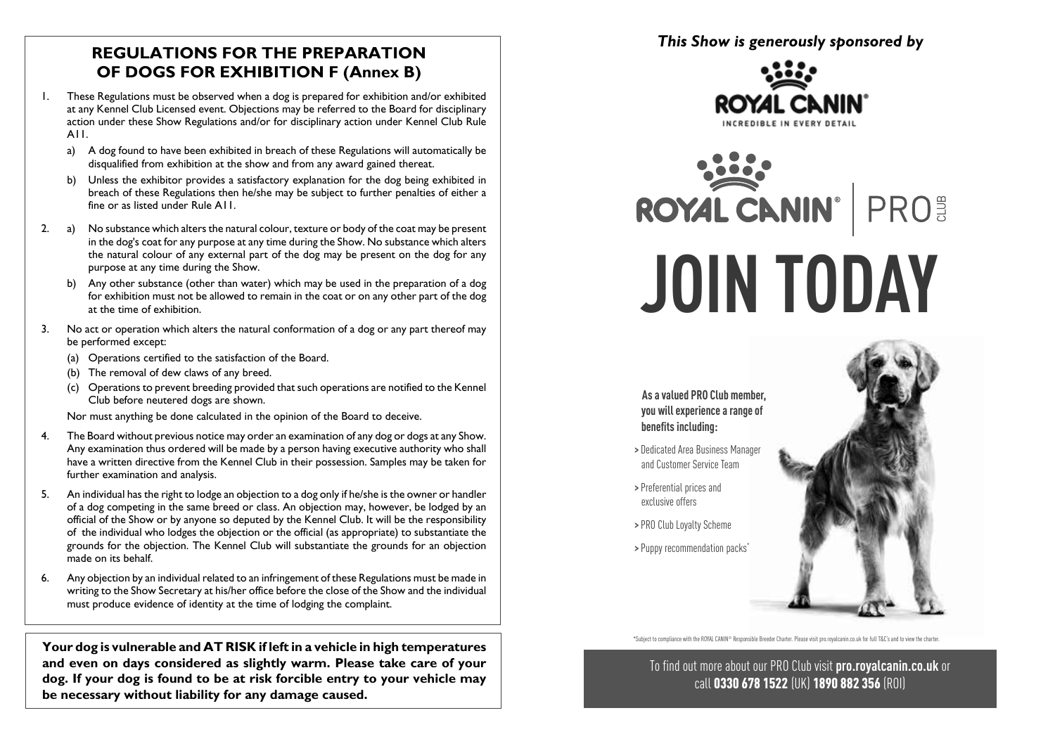## REGULATIONS FOR THE PREPARATION OF DOGS FOR EXHIBITION F (Annex B)

1. These Regulations must be observed when a dog is prepared for exhibition and/or exhibited at any Kennel Club Licensed event. Objections may be referred to the Board for disciplinary action under these Show Regulations and/or for disciplinary action under Kennel Club Rule A11.
   a) A dog found to have been exhibited in breach of these Regulations will automatically be disqualified from exhibition at the show and from any award gained thereat.
   b) Unless the exhibitor provides a satisfactory explanation for the dog being exhibited in breach of these Regulations then he/she may be subject to further penalties of either a fine or as listed under Rule A11.
2. a) No substance which alters the natural colour, texture or body of the coat may be present in the dog's coat for any purpose at any time during the Show. No substance which alters the natural colour of any external part of the dog may be present on the dog for any purpose at any time during the Show.
   b) Any other substance (other than water) which may be used in the preparation of a dog for exhibition must not be allowed to remain in the coat or on any other part of the dog at the time of exhibition.
3. No act or operation which alters the natural conformation of a dog or any part thereof may be performed except:
   (a) Operations certified to the satisfaction of the Board.
   (b) The removal of dew claws of any breed.
   (c) Operations to prevent breeding provided that such operations are notified to the Kennel Club before neutered dogs are shown.

   Nor must anything be done calculated in the opinion of the Board to deceive.
4. The Board without previous notice may order an examination of any dog or dogs at any Show. Any examination thus ordered will be made by a person having executive authority who shall have a written directive from the Kennel Club in their possession. Samples may be taken for further examination and analysis.
5. An individual has the right to lodge an objection to a dog only if he/she is the owner or handler of a dog competing in the same breed or class. An objection may, however, be lodged by an official of the Show or by anyone so deputed by the Kennel Club. It will be the responsibility of the individual who lodges the objection or the official (as appropriate) to substantiate the grounds for the objection. The Kennel Club will substantiate the grounds for an objection made on its behalf.
6. Any objection by an individual related to an infringement of these Regulations must be made in writing to the Show Secretary at his/her office before the close of the Show and the individual must produce evidence of identity at the time of lodging the complaint.

**Your dog is vulnerable and AT RISK if left in a vehicle in high temperatures and even on days considered as slightly warm. Please take care of your dog. If your dog is found to be at risk forcible entry to your vehicle may be necessary without liability for any damage caused.**

***This Show is generously sponsored by***

ROYAL CANIN®
INCREDIBLE IN EVERY DETAIL

ROYAL CANIN® | PRO CLUB

# JOIN TODAY

**As a valued PRO Club member, you will experience a range of benefits including:**

- > Dedicated Area Business Manager and Customer Service Team
- > Preferential prices and exclusive offers
- > PRO Club Loyalty Scheme
- > Puppy recommendation packs*

*Subject to compliance with the ROYAL CANIN® Responsible Breeder Charter. Please visit pro.royalcanin.co.uk for full T&C's and to view the charter.

To find out more about our PRO Club visit **pro.royalcanin.co.uk** or call **0330 678 1522** (UK) **1890 882 356** (ROI)